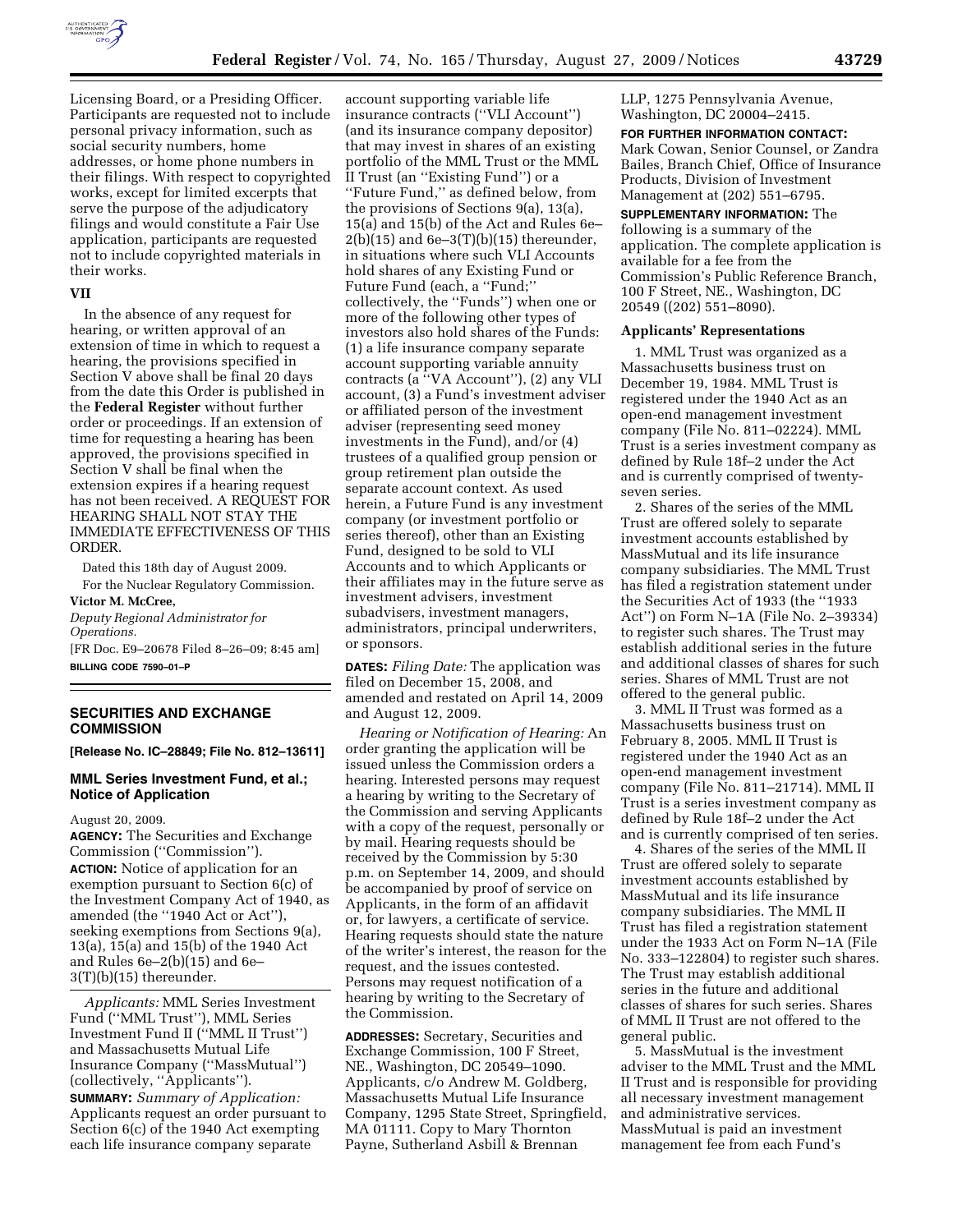Licensing Board, or a Presiding Officer. Participants are requested not to include personal privacy information, such as social security numbers, home addresses, or home phone numbers in their filings. With respect to copyrighted works, except for limited excerpts that serve the purpose of the adjudicatory filings and would constitute a Fair Use application, participants are requested not to include copyrighted materials in their works.

## VII

In the absence of any request for hearing, or written approval of an extension of time in which to request a hearing, the provisions specified in Section V above shall be final 20 days from the date this Order is published in the **Federal Register** without further order or proceedings. If an extension of time for requesting a hearing has been approved, the provisions specified in Section V shall be final when the extension expires if a hearing request has not been received. A REQUEST FOR HEARING SHALL NOT STAY THE IMMEDIATE EFFECTIVENESS OF THIS ORDER.

Dated this 18th day of August 2009.

For the Nuclear Regulatory Commission.

**Victor M. McCree,**

*Deputy Regional Administrator for Operations.*

[FR Doc. E9–20678 Filed 8–26–09; 8:45 am]

**BILLING CODE 7590–01–P**

## SECURITIES AND EXCHANGE COMMISSION

**[Release No. IC–28849; File No. 812–13611]**

### MML Series Investment Fund, et al.; Notice of Application

August 20, 2009.

**AGENCY:** The Securities and Exchange Commission (''Commission'').

**ACTION:** Notice of application for an exemption pursuant to Section 6(c) of the Investment Company Act of 1940, as amended (the ''1940 Act or Act''), seeking exemptions from Sections 9(a), 13(a), 15(a) and 15(b) of the 1940 Act and Rules 6e–2(b)(15) and 6e–3(T)(b)(15) thereunder.

*Applicants:* MML Series Investment Fund (''MML Trust''), MML Series Investment Fund II (''MML II Trust'') and Massachusetts Mutual Life Insurance Company (''MassMutual'') (collectively, ''Applicants'').

**SUMMARY:** *Summary of Application:* Applicants request an order pursuant to Section 6(c) of the 1940 Act exempting each life insurance company separate account supporting variable life insurance contracts (''VLI Account'') (and its insurance company depositor) that may invest in shares of an existing portfolio of the MML Trust or the MML II Trust (an ''Existing Fund'') or a ''Future Fund,'' as defined below, from the provisions of Sections 9(a), 13(a), 15(a) and 15(b) of the Act and Rules 6e–2(b)(15) and 6e–3(T)(b)(15) thereunder, in situations where such VLI Accounts hold shares of any Existing Fund or Future Fund (each, a ''Fund;'' collectively, the ''Funds'') when one or more of the following other types of investors also hold shares of the Funds: (1) a life insurance company separate account supporting variable annuity contracts (a ''VA Account''), (2) any VLI account, (3) a Fund's investment adviser or affiliated person of the investment adviser (representing seed money investments in the Fund), and/or (4) trustees of a qualified group pension or group retirement plan outside the separate account context. As used herein, a Future Fund is any investment company (or investment portfolio or series thereof), other than an Existing Fund, designed to be sold to VLI Accounts and to which Applicants or their affiliates may in the future serve as investment advisers, investment subadvisers, investment managers, administrators, principal underwriters, or sponsors.

**DATES:** *Filing Date:* The application was filed on December 15, 2008, and amended and restated on April 14, 2009 and August 12, 2009.

*Hearing or Notification of Hearing:* An order granting the application will be issued unless the Commission orders a hearing. Interested persons may request a hearing by writing to the Secretary of the Commission and serving Applicants with a copy of the request, personally or by mail. Hearing requests should be received by the Commission by 5:30 p.m. on September 14, 2009, and should be accompanied by proof of service on Applicants, in the form of an affidavit or, for lawyers, a certificate of service. Hearing requests should state the nature of the writer's interest, the reason for the request, and the issues contested. Persons may request notification of a hearing by writing to the Secretary of the Commission.

**ADDRESSES:** Secretary, Securities and Exchange Commission, 100 F Street, NE., Washington, DC 20549–1090. Applicants, c/o Andrew M. Goldberg, Massachusetts Mutual Life Insurance Company, 1295 State Street, Springfield, MA 01111. Copy to Mary Thornton Payne, Sutherland Asbill & Brennan LLP, 1275 Pennsylvania Avenue, Washington, DC 20004–2415.

**FOR FURTHER INFORMATION CONTACT:** Mark Cowan, Senior Counsel, or Zandra Bailes, Branch Chief, Office of Insurance Products, Division of Investment Management at (202) 551–6795.

**SUPPLEMENTARY INFORMATION:** The following is a summary of the application. The complete application is available for a fee from the Commission's Public Reference Branch, 100 F Street, NE., Washington, DC 20549 ((202) 551–8090).

### Applicants' Representations

1. MML Trust was organized as a Massachusetts business trust on December 19, 1984. MML Trust is registered under the 1940 Act as an open-end management investment company (File No. 811–02224). MML Trust is a series investment company as defined by Rule 18f–2 under the Act and is currently comprised of twenty-seven series.

2. Shares of the series of the MML Trust are offered solely to separate investment accounts established by MassMutual and its life insurance company subsidiaries. The MML Trust has filed a registration statement under the Securities Act of 1933 (the ''1933 Act'') on Form N–1A (File No. 2–39334) to register such shares. The Trust may establish additional series in the future and additional classes of shares for such series. Shares of MML Trust are not offered to the general public.

3. MML II Trust was formed as a Massachusetts business trust on February 8, 2005. MML II Trust is registered under the 1940 Act as an open-end management investment company (File No. 811–21714). MML II Trust is a series investment company as defined by Rule 18f–2 under the Act and is currently comprised of ten series.

4. Shares of the series of the MML II Trust are offered solely to separate investment accounts established by MassMutual and its life insurance company subsidiaries. The MML II Trust has filed a registration statement under the 1933 Act on Form N–1A (File No. 333–122804) to register such shares. The Trust may establish additional series in the future and additional classes of shares for such series. Shares of MML II Trust are not offered to the general public.

5. MassMutual is the investment adviser to the MML Trust and the MML II Trust and is responsible for providing all necessary investment management and administrative services. MassMutual is paid an investment management fee from each Fund's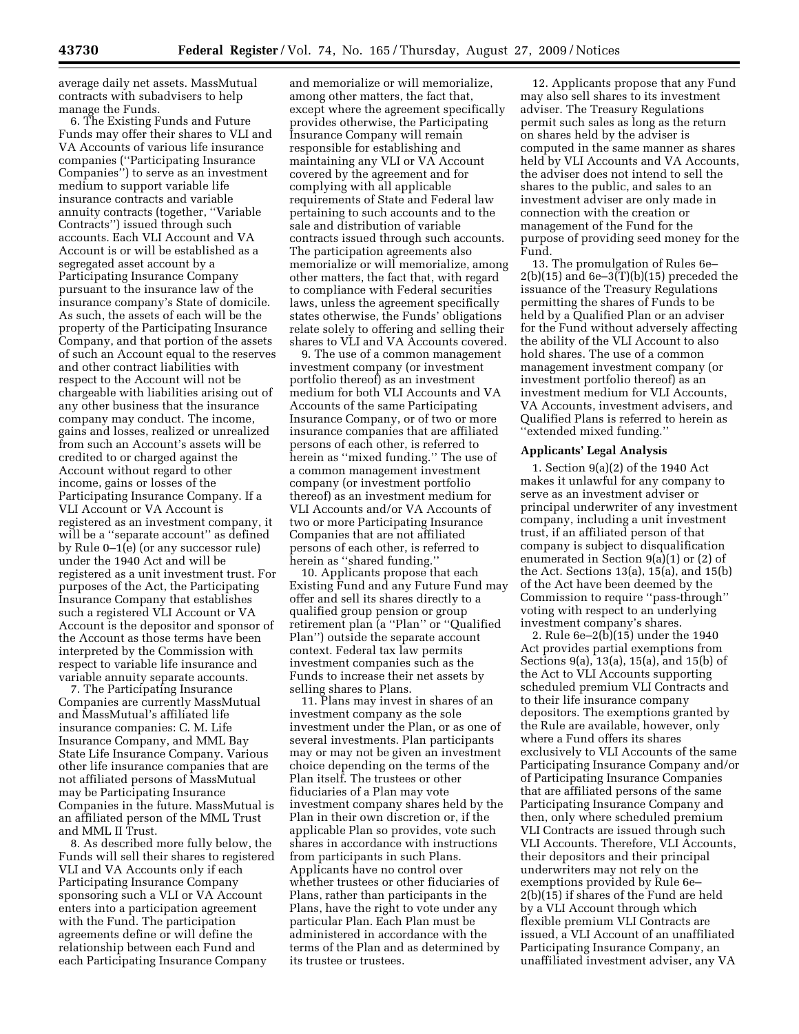average daily net assets. MassMutual contracts with subadvisers to help manage the Funds.

6. The Existing Funds and Future Funds may offer their shares to VLI and VA Accounts of various life insurance companies (''Participating Insurance Companies'') to serve as an investment medium to support variable life insurance contracts and variable annuity contracts (together, ''Variable Contracts'') issued through such accounts. Each VLI Account and VA Account is or will be established as a segregated asset account by a Participating Insurance Company pursuant to the insurance law of the insurance company's State of domicile. As such, the assets of each will be the property of the Participating Insurance Company, and that portion of the assets of such an Account equal to the reserves and other contract liabilities with respect to the Account will not be chargeable with liabilities arising out of any other business that the insurance company may conduct. The income, gains and losses, realized or unrealized from such an Account's assets will be credited to or charged against the Account without regard to other income, gains or losses of the Participating Insurance Company. If a VLI Account or VA Account is registered as an investment company, it will be a ''separate account'' as defined by Rule 0–1(e) (or any successor rule) under the 1940 Act and will be registered as a unit investment trust. For purposes of the Act, the Participating Insurance Company that establishes such a registered VLI Account or VA Account is the depositor and sponsor of the Account as those terms have been interpreted by the Commission with respect to variable life insurance and variable annuity separate accounts.

7. The Participating Insurance Companies are currently MassMutual and MassMutual's affiliated life insurance companies: C. M. Life Insurance Company, and MML Bay State Life Insurance Company. Various other life insurance companies that are not affiliated persons of MassMutual may be Participating Insurance Companies in the future. MassMutual is an affiliated person of the MML Trust and MML II Trust.

8. As described more fully below, the Funds will sell their shares to registered VLI and VA Accounts only if each Participating Insurance Company sponsoring such a VLI or VA Account enters into a participation agreement with the Fund. The participation agreements define or will define the relationship between each Fund and each Participating Insurance Company and memorialize or will memorialize, among other matters, the fact that, except where the agreement specifically provides otherwise, the Participating Insurance Company will remain responsible for establishing and maintaining any VLI or VA Account covered by the agreement and for complying with all applicable requirements of State and Federal law pertaining to such accounts and to the sale and distribution of variable contracts issued through such accounts. The participation agreements also memorialize or will memorialize, among other matters, the fact that, with regard to compliance with Federal securities laws, unless the agreement specifically states otherwise, the Funds' obligations relate solely to offering and selling their shares to VLI and VA Accounts covered.

9. The use of a common management investment company (or investment portfolio thereof) as an investment medium for both VLI Accounts and VA Accounts of the same Participating Insurance Company, or of two or more insurance companies that are affiliated persons of each other, is referred to herein as ''mixed funding.'' The use of a common management investment company (or investment portfolio thereof) as an investment medium for VLI Accounts and/or VA Accounts of two or more Participating Insurance Companies that are not affiliated persons of each other, is referred to herein as ''shared funding.''

10. Applicants propose that each Existing Fund and any Future Fund may offer and sell its shares directly to a qualified group pension or group retirement plan (a ''Plan'' or ''Qualified Plan'') outside the separate account context. Federal tax law permits investment companies such as the Funds to increase their net assets by selling shares to Plans.

11. Plans may invest in shares of an investment company as the sole investment under the Plan, or as one of several investments. Plan participants may or may not be given an investment choice depending on the terms of the Plan itself. The trustees or other fiduciaries of a Plan may vote investment company shares held by the Plan in their own discretion or, if the applicable Plan so provides, vote such shares in accordance with instructions from participants in such Plans. Applicants have no control over whether trustees or other fiduciaries of Plans, rather than participants in the Plans, have the right to vote under any particular Plan. Each Plan must be administered in accordance with the terms of the Plan and as determined by its trustee or trustees.

12. Applicants propose that any Fund may also sell shares to its investment adviser. The Treasury Regulations permit such sales as long as the return on shares held by the adviser is computed in the same manner as shares held by VLI Accounts and VA Accounts, the adviser does not intend to sell the shares to the public, and sales to an investment adviser are only made in connection with the creation or management of the Fund for the purpose of providing seed money for the Fund.

13. The promulgation of Rules 6e–2(b)(15) and 6e–3(T)(b)(15) preceded the issuance of the Treasury Regulations permitting the shares of Funds to be held by a Qualified Plan or an adviser for the Fund without adversely affecting the ability of the VLI Account to also hold shares. The use of a common management investment company (or investment portfolio thereof) as an investment medium for VLI Accounts, VA Accounts, investment advisers, and Qualified Plans is referred to herein as ''extended mixed funding.''

**Applicants' Legal Analysis**

1. Section 9(a)(2) of the 1940 Act makes it unlawful for any company to serve as an investment adviser or principal underwriter of any investment company, including a unit investment trust, if an affiliated person of that company is subject to disqualification enumerated in Section 9(a)(1) or (2) of the Act. Sections 13(a), 15(a), and 15(b) of the Act have been deemed by the Commission to require ''pass-through'' voting with respect to an underlying investment company's shares.

2. Rule 6e–2(b)(15) under the 1940 Act provides partial exemptions from Sections 9(a), 13(a), 15(a), and 15(b) of the Act to VLI Accounts supporting scheduled premium VLI Contracts and to their life insurance company depositors. The exemptions granted by the Rule are available, however, only where a Fund offers its shares exclusively to VLI Accounts of the same Participating Insurance Company and/or of Participating Insurance Companies that are affiliated persons of the same Participating Insurance Company and then, only where scheduled premium VLI Contracts are issued through such VLI Accounts. Therefore, VLI Accounts, their depositors and their principal underwriters may not rely on the exemptions provided by Rule 6e–2(b)(15) if shares of the Fund are held by a VLI Account through which flexible premium VLI Contracts are issued, a VLI Account of an unaffiliated Participating Insurance Company, an unaffiliated investment adviser, any VA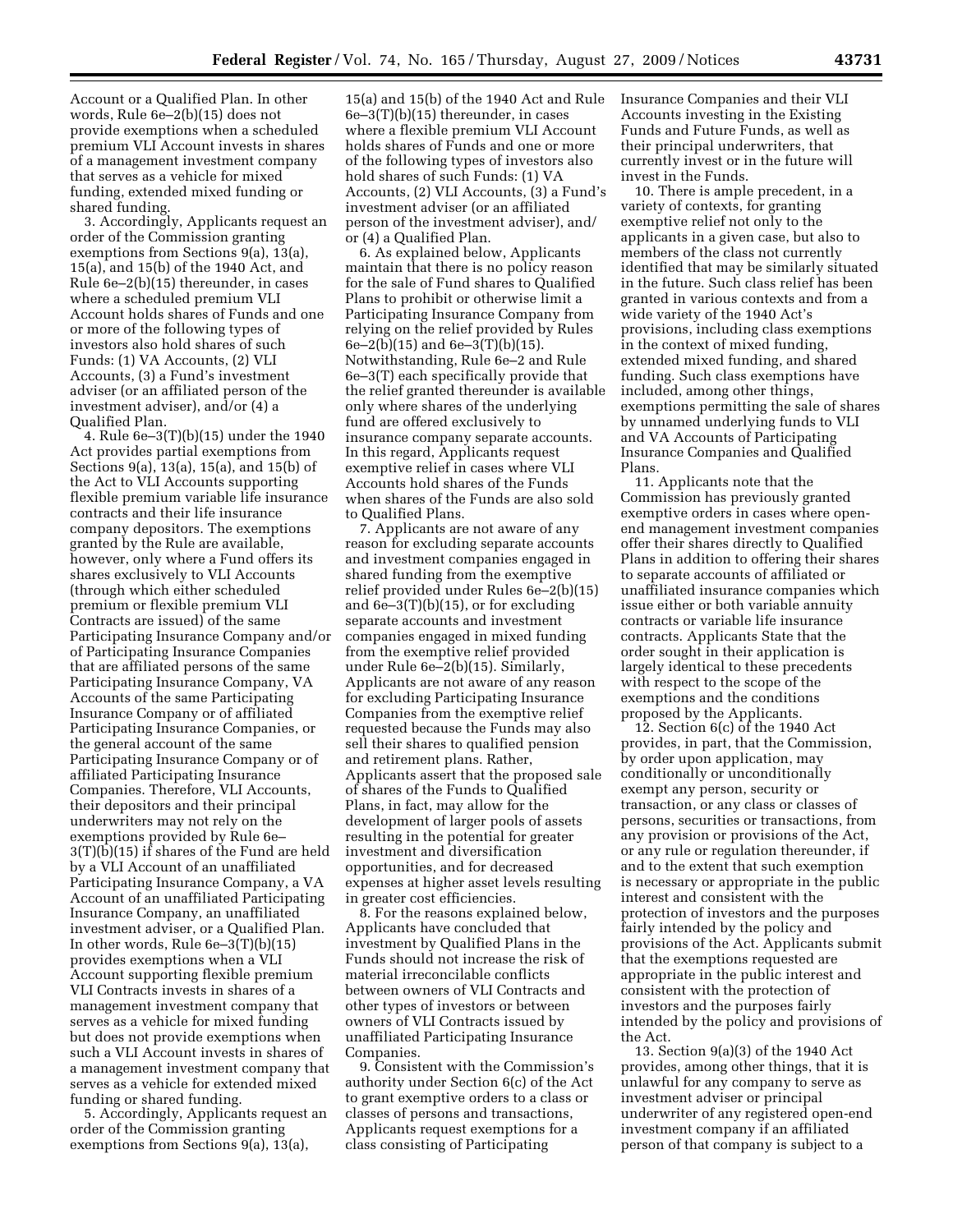Account or a Qualified Plan. In other words, Rule 6e–2(b)(15) does not provide exemptions when a scheduled premium VLI Account invests in shares of a management investment company that serves as a vehicle for mixed funding, extended mixed funding or shared funding.

3. Accordingly, Applicants request an order of the Commission granting exemptions from Sections 9(a), 13(a), 15(a), and 15(b) of the 1940 Act, and Rule 6e–2(b)(15) thereunder, in cases where a scheduled premium VLI Account holds shares of Funds and one or more of the following types of investors also hold shares of such Funds: (1) VA Accounts, (2) VLI Accounts, (3) a Fund's investment adviser (or an affiliated person of the investment adviser), and/or (4) a Qualified Plan.

4. Rule 6e–3(T)(b)(15) under the 1940 Act provides partial exemptions from Sections 9(a), 13(a), 15(a), and 15(b) of the Act to VLI Accounts supporting flexible premium variable life insurance contracts and their life insurance company depositors. The exemptions granted by the Rule are available, however, only where a Fund offers its shares exclusively to VLI Accounts (through which either scheduled premium or flexible premium VLI Contracts are issued) of the same Participating Insurance Company and/or of Participating Insurance Companies that are affiliated persons of the same Participating Insurance Company, VA Accounts of the same Participating Insurance Company or of affiliated Participating Insurance Companies, or the general account of the same Participating Insurance Company or of affiliated Participating Insurance Companies. Therefore, VLI Accounts, their depositors and their principal underwriters may not rely on the exemptions provided by Rule 6e–3(T)(b)(15) if shares of the Fund are held by a VLI Account of an unaffiliated Participating Insurance Company, a VA Account of an unaffiliated Participating Insurance Company, an unaffiliated investment adviser, or a Qualified Plan. In other words, Rule 6e–3(T)(b)(15) provides exemptions when a VLI Account supporting flexible premium VLI Contracts invests in shares of a management investment company that serves as a vehicle for mixed funding but does not provide exemptions when such a VLI Account invests in shares of a management investment company that serves as a vehicle for extended mixed funding or shared funding.

5. Accordingly, Applicants request an order of the Commission granting exemptions from Sections 9(a), 13(a), 15(a) and 15(b) of the 1940 Act and Rule 6e–3(T)(b)(15) thereunder, in cases where a flexible premium VLI Account holds shares of Funds and one or more of the following types of investors also hold shares of such Funds: (1) VA Accounts, (2) VLI Accounts, (3) a Fund's investment adviser (or an affiliated person of the investment adviser), and/or (4) a Qualified Plan.

6. As explained below, Applicants maintain that there is no policy reason for the sale of Fund shares to Qualified Plans to prohibit or otherwise limit a Participating Insurance Company from relying on the relief provided by Rules 6e–2(b)(15) and 6e–3(T)(b)(15). Notwithstanding, Rule 6e–2 and Rule 6e–3(T) each specifically provide that the relief granted thereunder is available only where shares of the underlying fund are offered exclusively to insurance company separate accounts. In this regard, Applicants request exemptive relief in cases where VLI Accounts hold shares of the Funds when shares of the Funds are also sold to Qualified Plans.

7. Applicants are not aware of any reason for excluding separate accounts and investment companies engaged in shared funding from the exemptive relief provided under Rules 6e–2(b)(15) and 6e–3(T)(b)(15), or for excluding separate accounts and investment companies engaged in mixed funding from the exemptive relief provided under Rule 6e–2(b)(15). Similarly, Applicants are not aware of any reason for excluding Participating Insurance Companies from the exemptive relief requested because the Funds may also sell their shares to qualified pension and retirement plans. Rather, Applicants assert that the proposed sale of shares of the Funds to Qualified Plans, in fact, may allow for the development of larger pools of assets resulting in the potential for greater investment and diversification opportunities, and for decreased expenses at higher asset levels resulting in greater cost efficiencies.

8. For the reasons explained below, Applicants have concluded that investment by Qualified Plans in the Funds should not increase the risk of material irreconcilable conflicts between owners of VLI Contracts and other types of investors or between owners of VLI Contracts issued by unaffiliated Participating Insurance Companies.

9. Consistent with the Commission's authority under Section 6(c) of the Act to grant exemptive orders to a class or classes of persons and transactions, Applicants request exemptions for a class consisting of Participating Insurance Companies and their VLI Accounts investing in the Existing Funds and Future Funds, as well as their principal underwriters, that currently invest or in the future will invest in the Funds.

10. There is ample precedent, in a variety of contexts, for granting exemptive relief not only to the applicants in a given case, but also to members of the class not currently identified that may be similarly situated in the future. Such class relief has been granted in various contexts and from a wide variety of the 1940 Act's provisions, including class exemptions in the context of mixed funding, extended mixed funding, and shared funding. Such class exemptions have included, among other things, exemptions permitting the sale of shares by unnamed underlying funds to VLI and VA Accounts of Participating Insurance Companies and Qualified Plans.

11. Applicants note that the Commission has previously granted exemptive orders in cases where open-end management investment companies offer their shares directly to Qualified Plans in addition to offering their shares to separate accounts of affiliated or unaffiliated insurance companies which issue either or both variable annuity contracts or variable life insurance contracts. Applicants State that the order sought in their application is largely identical to these precedents with respect to the scope of the exemptions and the conditions proposed by the Applicants.

12. Section 6(c) of the 1940 Act provides, in part, that the Commission, by order upon application, may conditionally or unconditionally exempt any person, security or transaction, or any class or classes of persons, securities or transactions, from any provision or provisions of the Act, or any rule or regulation thereunder, if and to the extent that such exemption is necessary or appropriate in the public interest and consistent with the protection of investors and the purposes fairly intended by the policy and provisions of the Act. Applicants submit that the exemptions requested are appropriate in the public interest and consistent with the protection of investors and the purposes fairly intended by the policy and provisions of the Act.

13. Section 9(a)(3) of the 1940 Act provides, among other things, that it is unlawful for any company to serve as investment adviser or principal underwriter of any registered open-end investment company if an affiliated person of that company is subject to a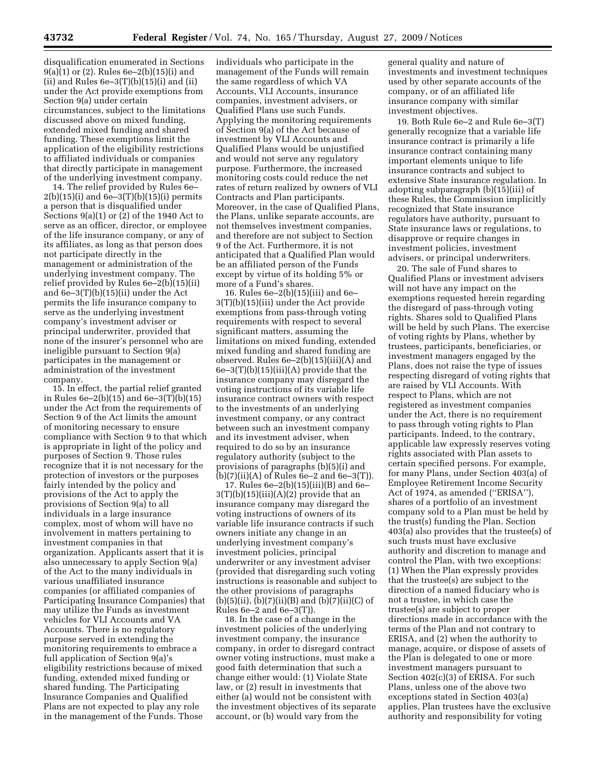disqualification enumerated in Sections 9(a)(1) or (2). Rules 6e–2(b)(15)(i) and (ii) and Rules 6e–3(T)(b)(15)(i) and (ii) under the Act provide exemptions from Section 9(a) under certain circumstances, subject to the limitations discussed above on mixed funding, extended mixed funding and shared funding. These exemptions limit the application of the eligibility restrictions to affiliated individuals or companies that directly participate in management of the underlying investment company.

14. The relief provided by Rules 6e–2(b)(15)(i) and 6e–3(T)(b)(15)(i) permits a person that is disqualified under Sections 9(a)(1) or (2) of the 1940 Act to serve as an officer, director, or employee of the life insurance company, or any of its affiliates, as long as that person does not participate directly in the management or administration of the underlying investment company. The relief provided by Rules 6e–2(b)(15)(ii) and 6e–3(T)(b)(15)(ii) under the Act permits the life insurance company to serve as the underlying investment company's investment adviser or principal underwriter, provided that none of the insurer's personnel who are ineligible pursuant to Section 9(a) participates in the management or administration of the investment company.

15. In effect, the partial relief granted in Rules 6e–2(b)(15) and 6e–3(T)(b)(15) under the Act from the requirements of Section 9 of the Act limits the amount of monitoring necessary to ensure compliance with Section 9 to that which is appropriate in light of the policy and purposes of Section 9. Those rules recognize that it is not necessary for the protection of investors or the purposes fairly intended by the policy and provisions of the Act to apply the provisions of Section 9(a) to all individuals in a large insurance complex, most of whom will have no involvement in matters pertaining to investment companies in that organization. Applicants assert that it is also unnecessary to apply Section 9(a) of the Act to the many individuals in various unaffiliated insurance companies (or affiliated companies of Participating Insurance Companies) that may utilize the Funds as investment vehicles for VLI Accounts and VA Accounts. There is no regulatory purpose served in extending the monitoring requirements to embrace a full application of Section 9(a)'s eligibility restrictions because of mixed funding, extended mixed funding or shared funding. The Participating Insurance Companies and Qualified Plans are not expected to play any role in the management of the Funds. Those individuals who participate in the management of the Funds will remain the same regardless of which VA Accounts, VLI Accounts, insurance companies, investment advisers, or Qualified Plans use such Funds. Applying the monitoring requirements of Section 9(a) of the Act because of investment by VLI Accounts and Qualified Plans would be unjustified and would not serve any regulatory purpose. Furthermore, the increased monitoring costs could reduce the net rates of return realized by owners of VLI Contracts and Plan participants. Moreover, in the case of Qualified Plans, the Plans, unlike separate accounts, are not themselves investment companies, and therefore are not subject to Section 9 of the Act. Furthermore, it is not anticipated that a Qualified Plan would be an affiliated person of the Funds except by virtue of its holding 5% or more of a Fund's shares.

16. Rules 6e–2(b)(15)(iii) and 6e–3(T)(b)(15)(iii) under the Act provide exemptions from pass-through voting requirements with respect to several significant matters, assuming the limitations on mixed funding, extended mixed funding and shared funding are observed. Rules 6e–2(b)(15)(iii)(A) and 6e–3(T)(b)(15)(iii)(A) provide that the insurance company may disregard the voting instructions of its variable life insurance contract owners with respect to the investments of an underlying investment company, or any contract between such an investment company and its investment adviser, when required to do so by an insurance regulatory authority (subject to the provisions of paragraphs (b)(5)(i) and (b)(7)(ii)(A) of Rules 6e–2 and 6e–3(T)).

17. Rules 6e–2(b)(15)(iii)(B) and 6e–3(T)(b)(15)(iii)(A)(2) provide that an insurance company may disregard the voting instructions of owners of its variable life insurance contracts if such owners initiate any change in an underlying investment company's investment policies, principal underwriter or any investment adviser (provided that disregarding such voting instructions is reasonable and subject to the other provisions of paragraphs (b)(5)(ii), (b)(7)(ii)(B) and (b)(7)(ii)(C) of Rules 6e–2 and 6e–3(T)).

18. In the case of a change in the investment policies of the underlying investment company, the insurance company, in order to disregard contract owner voting instructions, must make a good faith determination that such a change either would: (1) Violate State law, or (2) result in investments that either (a) would not be consistent with the investment objectives of its separate account, or (b) would vary from the general quality and nature of investments and investment techniques used by other separate accounts of the company, or of an affiliated life insurance company with similar investment objectives.

19. Both Rule 6e–2 and Rule 6e–3(T) generally recognize that a variable life insurance contract is primarily a life insurance contract containing many important elements unique to life insurance contracts and subject to extensive State insurance regulation. In adopting subparagraph (b)(15)(iii) of these Rules, the Commission implicitly recognized that State insurance regulators have authority, pursuant to State insurance laws or regulations, to disapprove or require changes in investment policies, investment advisers, or principal underwriters.

20. The sale of Fund shares to Qualified Plans or investment advisers will not have any impact on the exemptions requested herein regarding the disregard of pass-through voting rights. Shares sold to Qualified Plans will be held by such Plans. The exercise of voting rights by Plans, whether by trustees, participants, beneficiaries, or investment managers engaged by the Plans, does not raise the type of issues respecting disregard of voting rights that are raised by VLI Accounts. With respect to Plans, which are not registered as investment companies under the Act, there is no requirement to pass through voting rights to Plan participants. Indeed, to the contrary, applicable law expressly reserves voting rights associated with Plan assets to certain specified persons. For example, for many Plans, under Section 403(a) of Employee Retirement Income Security Act of 1974, as amended ("ERISA"), shares of a portfolio of an investment company sold to a Plan must be held by the trust(s) funding the Plan. Section 403(a) also provides that the trustee(s) of such trusts must have exclusive authority and discretion to manage and control the Plan, with two exceptions: (1) When the Plan expressly provides that the trustee(s) are subject to the direction of a named fiduciary who is not a trustee, in which case the trustee(s) are subject to proper directions made in accordance with the terms of the Plan and not contrary to ERISA, and (2) when the authority to manage, acquire, or dispose of assets of the Plan is delegated to one or more investment managers pursuant to Section 402(c)(3) of ERISA. For such Plans, unless one of the above two exceptions stated in Section 403(a) applies, Plan trustees have the exclusive authority and responsibility for voting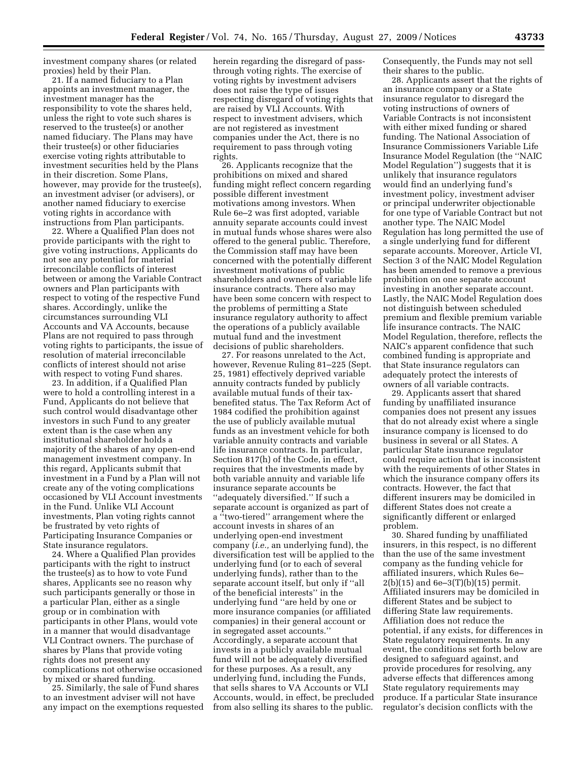investment company shares (or related proxies) held by their Plan.

21. If a named fiduciary to a Plan appoints an investment manager, the investment manager has the responsibility to vote the shares held, unless the right to vote such shares is reserved to the trustee(s) or another named fiduciary. The Plans may have their trustee(s) or other fiduciaries exercise voting rights attributable to investment securities held by the Plans in their discretion. Some Plans, however, may provide for the trustee(s), an investment adviser (or advisers), or another named fiduciary to exercise voting rights in accordance with instructions from Plan participants.

22. Where a Qualified Plan does not provide participants with the right to give voting instructions, Applicants do not see any potential for material irreconcilable conflicts of interest between or among the Variable Contract owners and Plan participants with respect to voting of the respective Fund shares. Accordingly, unlike the circumstances surrounding VLI Accounts and VA Accounts, because Plans are not required to pass through voting rights to participants, the issue of resolution of material irreconcilable conflicts of interest should not arise with respect to voting Fund shares.

23. In addition, if a Qualified Plan were to hold a controlling interest in a Fund, Applicants do not believe that such control would disadvantage other investors in such Fund to any greater extent than is the case when any institutional shareholder holds a majority of the shares of any open-end management investment company. In this regard, Applicants submit that investment in a Fund by a Plan will not create any of the voting complications occasioned by VLI Account investments in the Fund. Unlike VLI Account investments, Plan voting rights cannot be frustrated by veto rights of Participating Insurance Companies or State insurance regulators.

24. Where a Qualified Plan provides participants with the right to instruct the trustee(s) as to how to vote Fund shares, Applicants see no reason why such participants generally or those in a particular Plan, either as a single group or in combination with participants in other Plans, would vote in a manner that would disadvantage VLI Contract owners. The purchase of shares by Plans that provide voting rights does not present any complications not otherwise occasioned by mixed or shared funding.

25. Similarly, the sale of Fund shares to an investment adviser will not have any impact on the exemptions requested herein regarding the disregard of pass-through voting rights. The exercise of voting rights by investment advisers does not raise the type of issues respecting disregard of voting rights that are raised by VLI Accounts. With respect to investment advisers, which are not registered as investment companies under the Act, there is no requirement to pass through voting rights.

26. Applicants recognize that the prohibitions on mixed and shared funding might reflect concern regarding possible different investment motivations among investors. When Rule 6e–2 was first adopted, variable annuity separate accounts could invest in mutual funds whose shares were also offered to the general public. Therefore, the Commission staff may have been concerned with the potentially different investment motivations of public shareholders and owners of variable life insurance contracts. There also may have been some concern with respect to the problems of permitting a State insurance regulatory authority to affect the operations of a publicly available mutual fund and the investment decisions of public shareholders.

27. For reasons unrelated to the Act, however, Revenue Ruling 81–225 (Sept. 25, 1981) effectively deprived variable annuity contracts funded by publicly available mutual funds of their tax-benefited status. The Tax Reform Act of 1984 codified the prohibition against the use of publicly available mutual funds as an investment vehicle for both variable annuity contracts and variable life insurance contracts. In particular, Section 817(h) of the Code, in effect, requires that the investments made by both variable annuity and variable life insurance separate accounts be "adequately diversified." If such a separate account is organized as part of a "two-tiered" arrangement where the account invests in shares of an underlying open-end investment company (*i.e.,* an underlying fund), the diversification test will be applied to the underlying fund (or to each of several underlying funds), rather than to the separate account itself, but only if "all of the beneficial interests" in the underlying fund "are held by one or more insurance companies (or affiliated companies) in their general account or in segregated asset accounts." Accordingly, a separate account that invests in a publicly available mutual fund will not be adequately diversified for these purposes. As a result, any underlying fund, including the Funds, that sells shares to VA Accounts or VLI Accounts, would, in effect, be precluded from also selling its shares to the public. Consequently, the Funds may not sell their shares to the public.

28. Applicants assert that the rights of an insurance company or a State insurance regulator to disregard the voting instructions of owners of Variable Contracts is not inconsistent with either mixed funding or shared funding. The National Association of Insurance Commissioners Variable Life Insurance Model Regulation (the "NAIC Model Regulation") suggests that it is unlikely that insurance regulators would find an underlying fund's investment policy, investment adviser or principal underwriter objectionable for one type of Variable Contract but not another type. The NAIC Model Regulation has long permitted the use of a single underlying fund for different separate accounts. Moreover, Article VI, Section 3 of the NAIC Model Regulation has been amended to remove a previous prohibition on one separate account investing in another separate account. Lastly, the NAIC Model Regulation does not distinguish between scheduled premium and flexible premium variable life insurance contracts. The NAIC Model Regulation, therefore, reflects the NAIC's apparent confidence that such combined funding is appropriate and that State insurance regulators can adequately protect the interests of owners of all variable contracts.

29. Applicants assert that shared funding by unaffiliated insurance companies does not present any issues that do not already exist where a single insurance company is licensed to do business in several or all States. A particular State insurance regulator could require action that is inconsistent with the requirements of other States in which the insurance company offers its contracts. However, the fact that different insurers may be domiciled in different States does not create a significantly different or enlarged problem.

30. Shared funding by unaffiliated insurers, in this respect, is no different than the use of the same investment company as the funding vehicle for affiliated insurers, which Rules 6e–2(b)(15) and 6e–3(T)(b)(15) permit. Affiliated insurers may be domiciled in different States and be subject to differing State law requirements. Affiliation does not reduce the potential, if any exists, for differences in State regulatory requirements. In any event, the conditions set forth below are designed to safeguard against, and provide procedures for resolving, any adverse effects that differences among State regulatory requirements may produce. If a particular State insurance regulator's decision conflicts with the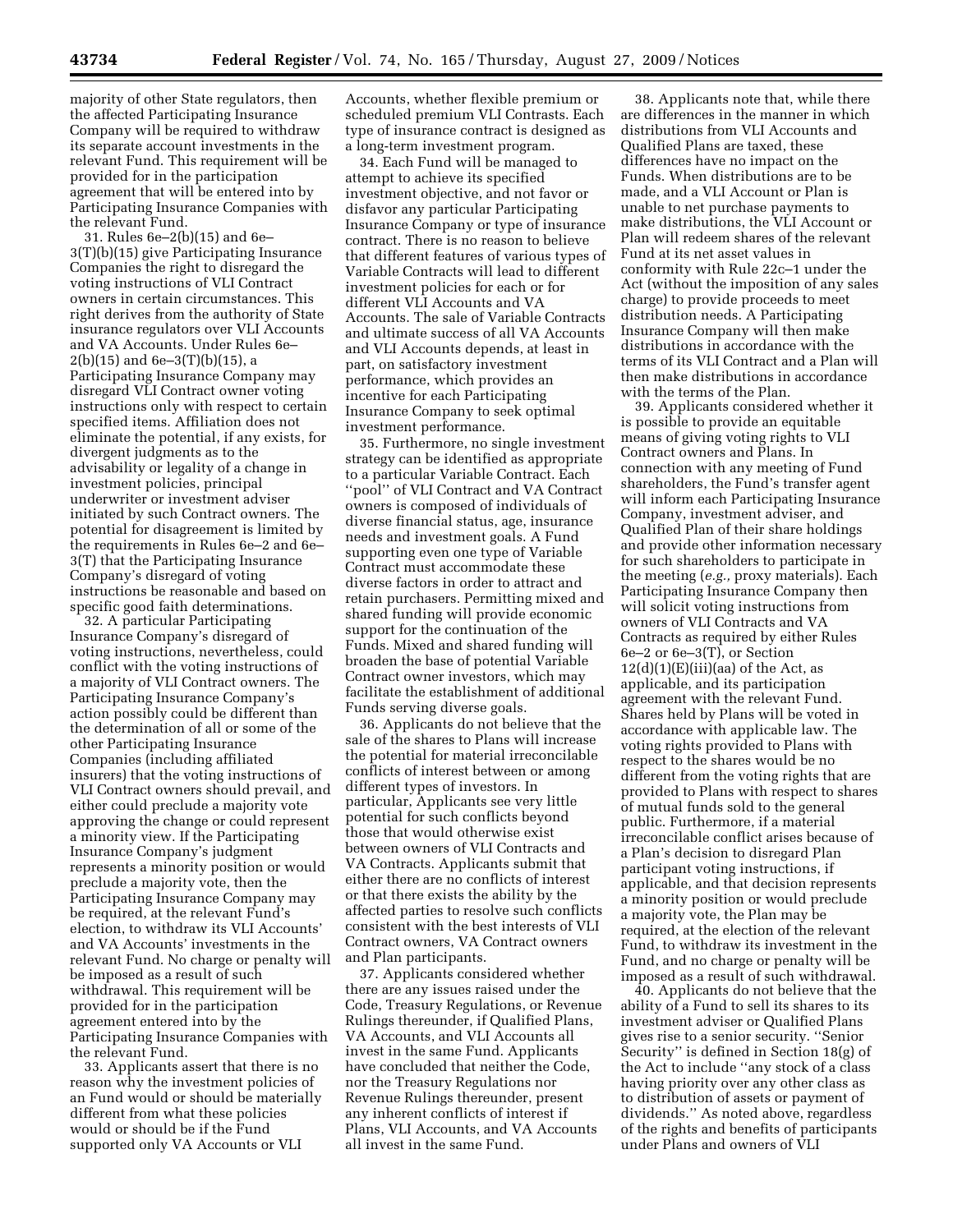majority of other State regulators, then the affected Participating Insurance Company will be required to withdraw its separate account investments in the relevant Fund. This requirement will be provided for in the participation agreement that will be entered into by Participating Insurance Companies with the relevant Fund.

31. Rules 6e–2(b)(15) and 6e–3(T)(b)(15) give Participating Insurance Companies the right to disregard the voting instructions of VLI Contract owners in certain circumstances. This right derives from the authority of State insurance regulators over VLI Accounts and VA Accounts. Under Rules 6e–2(b)(15) and 6e–3(T)(b)(15), a Participating Insurance Company may disregard VLI Contract owner voting instructions only with respect to certain specified items. Affiliation does not eliminate the potential, if any exists, for divergent judgments as to the advisability or legality of a change in investment policies, principal underwriter or investment adviser initiated by such Contract owners. The potential for disagreement is limited by the requirements in Rules 6e–2 and 6e–3(T) that the Participating Insurance Company's disregard of voting instructions be reasonable and based on specific good faith determinations.

32. A particular Participating Insurance Company's disregard of voting instructions, nevertheless, could conflict with the voting instructions of a majority of VLI Contract owners. The Participating Insurance Company's action possibly could be different than the determination of all or some of the other Participating Insurance Companies (including affiliated insurers) that the voting instructions of VLI Contract owners should prevail, and either could preclude a majority vote approving the change or could represent a minority view. If the Participating Insurance Company's judgment represents a minority position or would preclude a majority vote, then the Participating Insurance Company may be required, at the relevant Fund's election, to withdraw its VLI Accounts' and VA Accounts' investments in the relevant Fund. No charge or penalty will be imposed as a result of such withdrawal. This requirement will be provided for in the participation agreement entered into by the Participating Insurance Companies with the relevant Fund.

33. Applicants assert that there is no reason why the investment policies of an Fund would or should be materially different from what these policies would or should be if the Fund supported only VA Accounts or VLI Accounts, whether flexible premium or scheduled premium VLI Contrasts. Each type of insurance contract is designed as a long-term investment program.

34. Each Fund will be managed to attempt to achieve its specified investment objective, and not favor or disfavor any particular Participating Insurance Company or type of insurance contract. There is no reason to believe that different features of various types of Variable Contracts will lead to different investment policies for each or for different VLI Accounts and VA Accounts. The sale of Variable Contracts and ultimate success of all VA Accounts and VLI Accounts depends, at least in part, on satisfactory investment performance, which provides an incentive for each Participating Insurance Company to seek optimal investment performance.

35. Furthermore, no single investment strategy can be identified as appropriate to a particular Variable Contract. Each "pool" of VLI Contract and VA Contract owners is composed of individuals of diverse financial status, age, insurance needs and investment goals. A Fund supporting even one type of Variable Contract must accommodate these diverse factors in order to attract and retain purchasers. Permitting mixed and shared funding will provide economic support for the continuation of the Funds. Mixed and shared funding will broaden the base of potential Variable Contract owner investors, which may facilitate the establishment of additional Funds serving diverse goals.

36. Applicants do not believe that the sale of the shares to Plans will increase the potential for material irreconcilable conflicts of interest between or among different types of investors. In particular, Applicants see very little potential for such conflicts beyond those that would otherwise exist between owners of VLI Contracts and VA Contracts. Applicants submit that either there are no conflicts of interest or that there exists the ability by the affected parties to resolve such conflicts consistent with the best interests of VLI Contract owners, VA Contract owners and Plan participants.

37. Applicants considered whether there are any issues raised under the Code, Treasury Regulations, or Revenue Rulings thereunder, if Qualified Plans, VA Accounts, and VLI Accounts all invest in the same Fund. Applicants have concluded that neither the Code, nor the Treasury Regulations nor Revenue Rulings thereunder, present any inherent conflicts of interest if Plans, VLI Accounts, and VA Accounts all invest in the same Fund.

38. Applicants note that, while there are differences in the manner in which distributions from VLI Accounts and Qualified Plans are taxed, these differences have no impact on the Funds. When distributions are to be made, and a VLI Account or Plan is unable to net purchase payments to make distributions, the VLI Account or Plan will redeem shares of the relevant Fund at its net asset values in conformity with Rule 22c–1 under the Act (without the imposition of any sales charge) to provide proceeds to meet distribution needs. A Participating Insurance Company will then make distributions in accordance with the terms of its VLI Contract and a Plan will then make distributions in accordance with the terms of the Plan.

39. Applicants considered whether it is possible to provide an equitable means of giving voting rights to VLI Contract owners and Plans. In connection with any meeting of Fund shareholders, the Fund's transfer agent will inform each Participating Insurance Company, investment adviser, and Qualified Plan of their share holdings and provide other information necessary for such shareholders to participate in the meeting (*e.g.,* proxy materials). Each Participating Insurance Company then will solicit voting instructions from owners of VLI Contracts and VA Contracts as required by either Rules 6e–2 or 6e–3(T), or Section 12(d)(1)(E)(iii)(aa) of the Act, as applicable, and its participation agreement with the relevant Fund. Shares held by Plans will be voted in accordance with applicable law. The voting rights provided to Plans with respect to the shares would be no different from the voting rights that are provided to Plans with respect to shares of mutual funds sold to the general public. Furthermore, if a material irreconcilable conflict arises because of a Plan's decision to disregard Plan participant voting instructions, if applicable, and that decision represents a minority position or would preclude a majority vote, the Plan may be required, at the election of the relevant Fund, to withdraw its investment in the Fund, and no charge or penalty will be imposed as a result of such withdrawal.

40. Applicants do not believe that the ability of a Fund to sell its shares to its investment adviser or Qualified Plans gives rise to a senior security. "Senior Security" is defined in Section 18(g) of the Act to include "any stock of a class having priority over any other class as to distribution of assets or payment of dividends." As noted above, regardless of the rights and benefits of participants under Plans and owners of VLI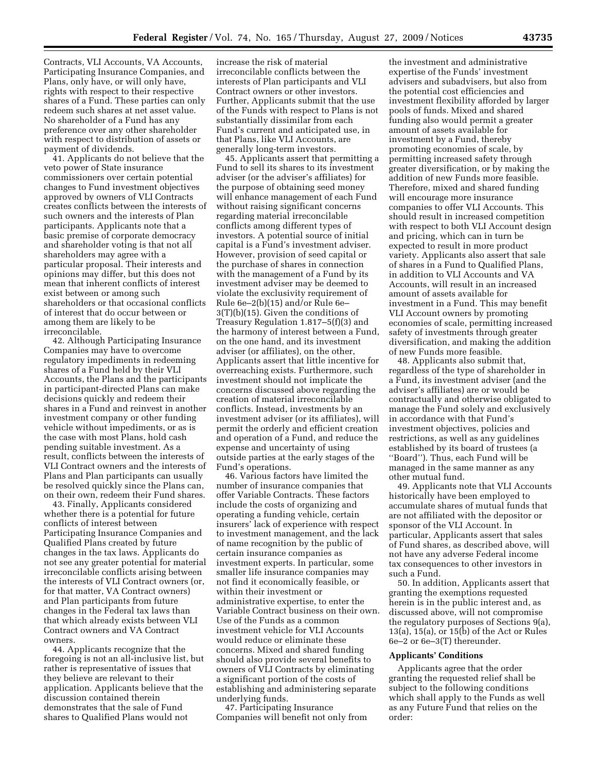Contracts, VLI Accounts, VA Accounts, Participating Insurance Companies, and Plans, only have, or will only have, rights with respect to their respective shares of a Fund. These parties can only redeem such shares at net asset value. No shareholder of a Fund has any preference over any other shareholder with respect to distribution of assets or payment of dividends.

41. Applicants do not believe that the veto power of State insurance commissioners over certain potential changes to Fund investment objectives approved by owners of VLI Contracts creates conflicts between the interests of such owners and the interests of Plan participants. Applicants note that a basic premise of corporate democracy and shareholder voting is that not all shareholders may agree with a particular proposal. Their interests and opinions may differ, but this does not mean that inherent conflicts of interest exist between or among such shareholders or that occasional conflicts of interest that do occur between or among them are likely to be irreconcilable.

42. Although Participating Insurance Companies may have to overcome regulatory impediments in redeeming shares of a Fund held by their VLI Accounts, the Plans and the participants in participant-directed Plans can make decisions quickly and redeem their shares in a Fund and reinvest in another investment company or other funding vehicle without impediments, or as is the case with most Plans, hold cash pending suitable investment. As a result, conflicts between the interests of VLI Contract owners and the interests of Plans and Plan participants can usually be resolved quickly since the Plans can, on their own, redeem their Fund shares.

43. Finally, Applicants considered whether there is a potential for future conflicts of interest between Participating Insurance Companies and Qualified Plans created by future changes in the tax laws. Applicants do not see any greater potential for material irreconcilable conflicts arising between the interests of VLI Contract owners (or, for that matter, VA Contract owners) and Plan participants from future changes in the Federal tax laws than that which already exists between VLI Contract owners and VA Contract owners.

44. Applicants recognize that the foregoing is not an all-inclusive list, but rather is representative of issues that they believe are relevant to their application. Applicants believe that the discussion contained therein demonstrates that the sale of Fund shares to Qualified Plans would not increase the risk of material irreconcilable conflicts between the interests of Plan participants and VLI Contract owners or other investors. Further, Applicants submit that the use of the Funds with respect to Plans is not substantially dissimilar from each Fund's current and anticipated use, in that Plans, like VLI Accounts, are generally long-term investors.

45. Applicants assert that permitting a Fund to sell its shares to its investment adviser (or the adviser's affiliates) for the purpose of obtaining seed money will enhance management of each Fund without raising significant concerns regarding material irreconcilable conflicts among different types of investors. A potential source of initial capital is a Fund's investment adviser. However, provision of seed capital or the purchase of shares in connection with the management of a Fund by its investment adviser may be deemed to violate the exclusivity requirement of Rule 6e–2(b)(15) and/or Rule 6e–3(T)(b)(15). Given the conditions of Treasury Regulation 1.817–5(f)(3) and the harmony of interest between a Fund, on the one hand, and its investment adviser (or affiliates), on the other, Applicants assert that little incentive for overreaching exists. Furthermore, such investment should not implicate the concerns discussed above regarding the creation of material irreconcilable conflicts. Instead, investments by an investment adviser (or its affiliates), will permit the orderly and efficient creation and operation of a Fund, and reduce the expense and uncertainty of using outside parties at the early stages of the Fund's operations.

46. Various factors have limited the number of insurance companies that offer Variable Contracts. These factors include the costs of organizing and operating a funding vehicle, certain insurers' lack of experience with respect to investment management, and the lack of name recognition by the public of certain insurance companies as investment experts. In particular, some smaller life insurance companies may not find it economically feasible, or within their investment or administrative expertise, to enter the Variable Contract business on their own. Use of the Funds as a common investment vehicle for VLI Accounts would reduce or eliminate these concerns. Mixed and shared funding should also provide several benefits to owners of VLI Contracts by eliminating a significant portion of the costs of establishing and administering separate underlying funds.

47. Participating Insurance Companies will benefit not only from the investment and administrative expertise of the Funds' investment advisers and subadvisers, but also from the potential cost efficiencies and investment flexibility afforded by larger pools of funds. Mixed and shared funding also would permit a greater amount of assets available for investment by a Fund, thereby promoting economies of scale, by permitting increased safety through greater diversification, or by making the addition of new Funds more feasible. Therefore, mixed and shared funding will encourage more insurance companies to offer VLI Accounts. This should result in increased competition with respect to both VLI Account design and pricing, which can in turn be expected to result in more product variety. Applicants also assert that sale of shares in a Fund to Qualified Plans, in addition to VLI Accounts and VA Accounts, will result in an increased amount of assets available for investment in a Fund. This may benefit VLI Account owners by promoting economies of scale, permitting increased safety of investments through greater diversification, and making the addition of new Funds more feasible.

48. Applicants also submit that, regardless of the type of shareholder in a Fund, its investment adviser (and the adviser's affiliates) are or would be contractually and otherwise obligated to manage the Fund solely and exclusively in accordance with that Fund's investment objectives, policies and restrictions, as well as any guidelines established by its board of trustees (a "Board"). Thus, each Fund will be managed in the same manner as any other mutual fund.

49. Applicants note that VLI Accounts historically have been employed to accumulate shares of mutual funds that are not affiliated with the depositor or sponsor of the VLI Account. In particular, Applicants assert that sales of Fund shares, as described above, will not have any adverse Federal income tax consequences to other investors in such a Fund.

50. In addition, Applicants assert that granting the exemptions requested herein is in the public interest and, as discussed above, will not compromise the regulatory purposes of Sections 9(a), 13(a), 15(a), or 15(b) of the Act or Rules 6e–2 or 6e–3(T) thereunder.

## Applicants' Conditions

Applicants agree that the order granting the requested relief shall be subject to the following conditions which shall apply to the Funds as well as any Future Fund that relies on the order: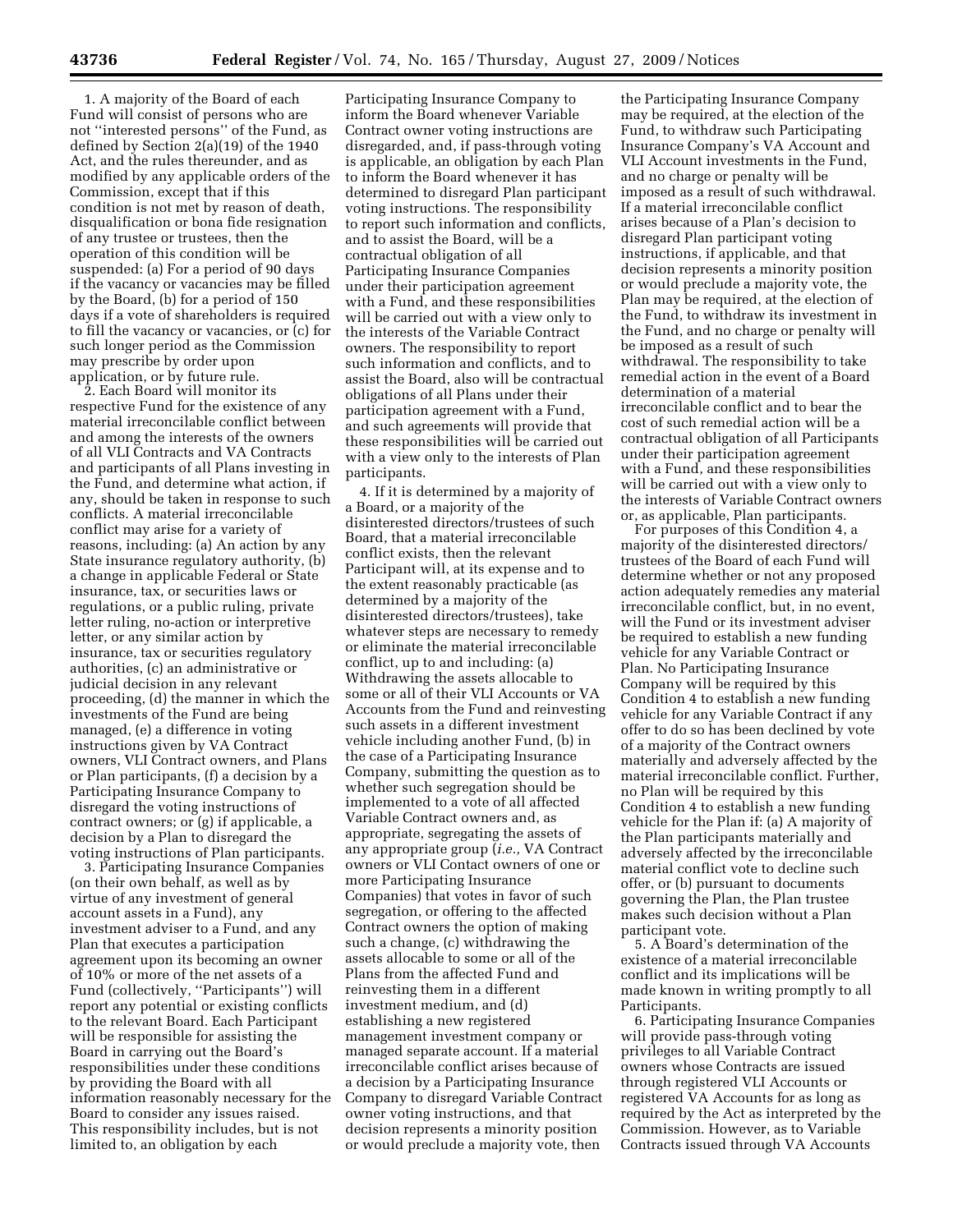1. A majority of the Board of each Fund will consist of persons who are not ''interested persons'' of the Fund, as defined by Section 2(a)(19) of the 1940 Act, and the rules thereunder, and as modified by any applicable orders of the Commission, except that if this condition is not met by reason of death, disqualification or bona fide resignation of any trustee or trustees, then the operation of this condition will be suspended: (a) For a period of 90 days if the vacancy or vacancies may be filled by the Board, (b) for a period of 150 days if a vote of shareholders is required to fill the vacancy or vacancies, or (c) for such longer period as the Commission may prescribe by order upon application, or by future rule.

2. Each Board will monitor its respective Fund for the existence of any material irreconcilable conflict between and among the interests of the owners of all VLI Contracts and VA Contracts and participants of all Plans investing in the Fund, and determine what action, if any, should be taken in response to such conflicts. A material irreconcilable conflict may arise for a variety of reasons, including: (a) An action by any State insurance regulatory authority, (b) a change in applicable Federal or State insurance, tax, or securities laws or regulations, or a public ruling, private letter ruling, no-action or interpretive letter, or any similar action by insurance, tax or securities regulatory authorities, (c) an administrative or judicial decision in any relevant proceeding, (d) the manner in which the investments of the Fund are being managed, (e) a difference in voting instructions given by VA Contract owners, VLI Contract owners, and Plans or Plan participants, (f) a decision by a Participating Insurance Company to disregard the voting instructions of contract owners; or (g) if applicable, a decision by a Plan to disregard the voting instructions of Plan participants.

3. Participating Insurance Companies (on their own behalf, as well as by virtue of any investment of general account assets in a Fund), any investment adviser to a Fund, and any Plan that executes a participation agreement upon its becoming an owner of 10% or more of the net assets of a Fund (collectively, ''Participants'') will report any potential or existing conflicts to the relevant Board. Each Participant will be responsible for assisting the Board in carrying out the Board's responsibilities under these conditions by providing the Board with all information reasonably necessary for the Board to consider any issues raised. This responsibility includes, but is not limited to, an obligation by each Participating Insurance Company to inform the Board whenever Variable Contract owner voting instructions are disregarded, and, if pass-through voting is applicable, an obligation by each Plan to inform the Board whenever it has determined to disregard Plan participant voting instructions. The responsibility to report such information and conflicts, and to assist the Board, will be a contractual obligation of all Participating Insurance Companies under their participation agreement with a Fund, and these responsibilities will be carried out with a view only to the interests of the Variable Contract owners. The responsibility to report such information and conflicts, and to assist the Board, also will be contractual obligations of all Plans under their participation agreement with a Fund, and such agreements will provide that these responsibilities will be carried out with a view only to the interests of Plan participants.

4. If it is determined by a majority of a Board, or a majority of the disinterested directors/trustees of such Board, that a material irreconcilable conflict exists, then the relevant Participant will, at its expense and to the extent reasonably practicable (as determined by a majority of the disinterested directors/trustees), take whatever steps are necessary to remedy or eliminate the material irreconcilable conflict, up to and including: (a) Withdrawing the assets allocable to some or all of their VLI Accounts or VA Accounts from the Fund and reinvesting such assets in a different investment vehicle including another Fund, (b) in the case of a Participating Insurance Company, submitting the question as to whether such segregation should be implemented to a vote of all affected Variable Contract owners and, as appropriate, segregating the assets of any appropriate group (*i.e.,* VA Contract owners or VLI Contact owners of one or more Participating Insurance Companies) that votes in favor of such segregation, or offering to the affected Contract owners the option of making such a change, (c) withdrawing the assets allocable to some or all of the Plans from the affected Fund and reinvesting them in a different investment medium, and (d) establishing a new registered management investment company or managed separate account. If a material irreconcilable conflict arises because of a decision by a Participating Insurance Company to disregard Variable Contract owner voting instructions, and that decision represents a minority position or would preclude a majority vote, then the Participating Insurance Company may be required, at the election of the Fund, to withdraw such Participating Insurance Company's VA Account and VLI Account investments in the Fund, and no charge or penalty will be imposed as a result of such withdrawal. If a material irreconcilable conflict arises because of a Plan's decision to disregard Plan participant voting instructions, if applicable, and that decision represents a minority position or would preclude a majority vote, the Plan may be required, at the election of the Fund, to withdraw its investment in the Fund, and no charge or penalty will be imposed as a result of such withdrawal. The responsibility to take remedial action in the event of a Board determination of a material irreconcilable conflict and to bear the cost of such remedial action will be a contractual obligation of all Participants under their participation agreement with a Fund, and these responsibilities will be carried out with a view only to the interests of Variable Contract owners or, as applicable, Plan participants.

For purposes of this Condition 4, a majority of the disinterested directors/trustees of the Board of each Fund will determine whether or not any proposed action adequately remedies any material irreconcilable conflict, but, in no event, will the Fund or its investment adviser be required to establish a new funding vehicle for any Variable Contract or Plan. No Participating Insurance Company will be required by this Condition 4 to establish a new funding vehicle for any Variable Contract if any offer to do so has been declined by vote of a majority of the Contract owners materially and adversely affected by the material irreconcilable conflict. Further, no Plan will be required by this Condition 4 to establish a new funding vehicle for the Plan if: (a) A majority of the Plan participants materially and adversely affected by the irreconcilable material conflict vote to decline such offer, or (b) pursuant to documents governing the Plan, the Plan trustee makes such decision without a Plan participant vote.

5. A Board's determination of the existence of a material irreconcilable conflict and its implications will be made known in writing promptly to all Participants.

6. Participating Insurance Companies will provide pass-through voting privileges to all Variable Contract owners whose Contracts are issued through registered VLI Accounts or registered VA Accounts for as long as required by the Act as interpreted by the Commission. However, as to Variable Contracts issued through VA Accounts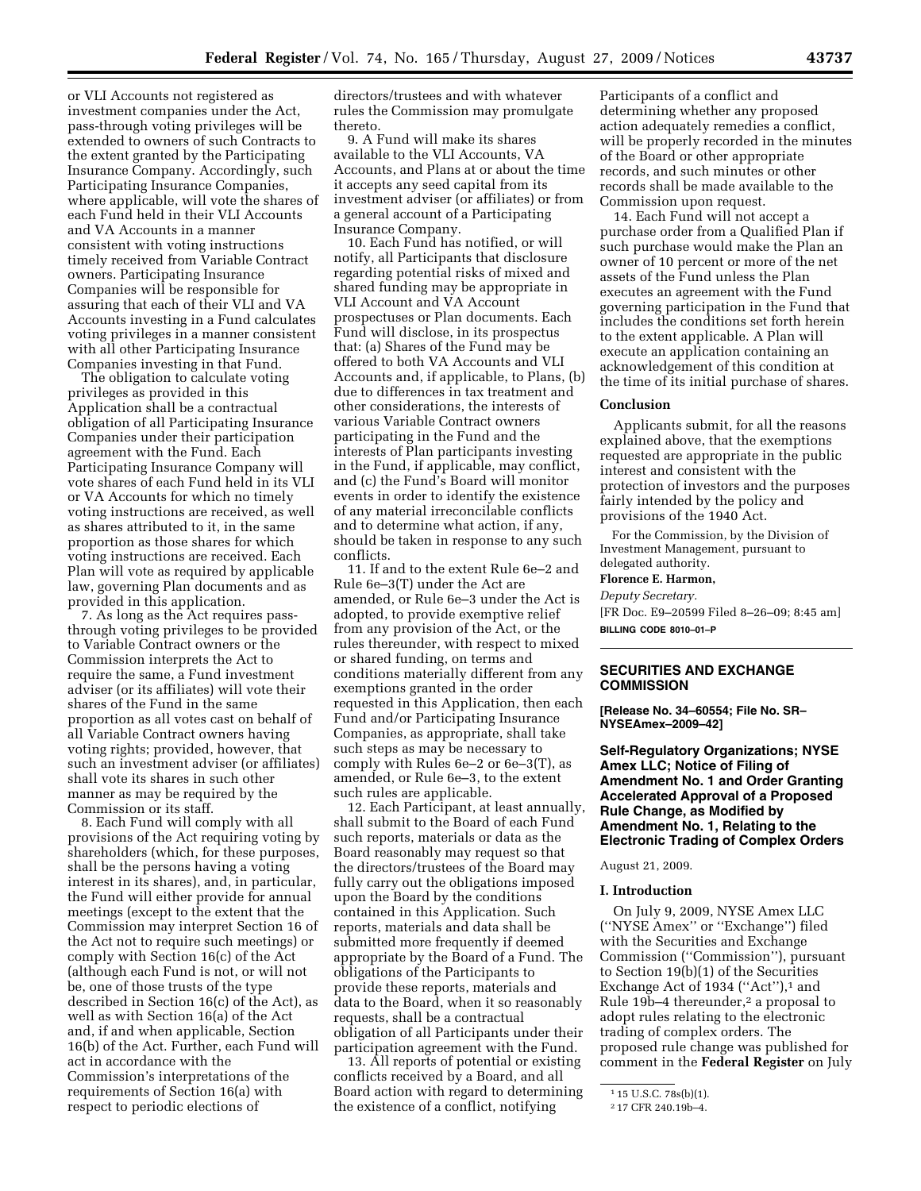or VLI Accounts not registered as investment companies under the Act, pass-through voting privileges will be extended to owners of such Contracts to the extent granted by the Participating Insurance Company. Accordingly, such Participating Insurance Companies, where applicable, will vote the shares of each Fund held in their VLI Accounts and VA Accounts in a manner consistent with voting instructions timely received from Variable Contract owners. Participating Insurance Companies will be responsible for assuring that each of their VLI and VA Accounts investing in a Fund calculates voting privileges in a manner consistent with all other Participating Insurance Companies investing in that Fund.

The obligation to calculate voting privileges as provided in this Application shall be a contractual obligation of all Participating Insurance Companies under their participation agreement with the Fund. Each Participating Insurance Company will vote shares of each Fund held in its VLI or VA Accounts for which no timely voting instructions are received, as well as shares attributed to it, in the same proportion as those shares for which voting instructions are received. Each Plan will vote as required by applicable law, governing Plan documents and as provided in this application.

7. As long as the Act requires pass-through voting privileges to be provided to Variable Contract owners or the Commission interprets the Act to require the same, a Fund investment adviser (or its affiliates) will vote their shares of the Fund in the same proportion as all votes cast on behalf of all Variable Contract owners having voting rights; provided, however, that such an investment adviser (or affiliates) shall vote its shares in such other manner as may be required by the Commission or its staff.

8. Each Fund will comply with all provisions of the Act requiring voting by shareholders (which, for these purposes, shall be the persons having a voting interest in its shares), and, in particular, the Fund will either provide for annual meetings (except to the extent that the Commission may interpret Section 16 of the Act not to require such meetings) or comply with Section 16(c) of the Act (although each Fund is not, or will not be, one of those trusts of the type described in Section 16(c) of the Act), as well as with Section 16(a) of the Act and, if and when applicable, Section 16(b) of the Act. Further, each Fund will act in accordance with the Commission's interpretations of the requirements of Section 16(a) with respect to periodic elections of directors/trustees and with whatever rules the Commission may promulgate thereto.

9. A Fund will make its shares available to the VLI Accounts, VA Accounts, and Plans at or about the time it accepts any seed capital from its investment adviser (or affiliates) or from a general account of a Participating Insurance Company.

10. Each Fund has notified, or will notify, all Participants that disclosure regarding potential risks of mixed and shared funding may be appropriate in VLI Account and VA Account prospectuses or Plan documents. Each Fund will disclose, in its prospectus that: (a) Shares of the Fund may be offered to both VA Accounts and VLI Accounts and, if applicable, to Plans, (b) due to differences in tax treatment and other considerations, the interests of various Variable Contract owners participating in the Fund and the interests of Plan participants investing in the Fund, if applicable, may conflict, and (c) the Fund's Board will monitor events in order to identify the existence of any material irreconcilable conflicts and to determine what action, if any, should be taken in response to any such conflicts.

11. If and to the extent Rule 6e–2 and Rule 6e–3(T) under the Act are amended, or Rule 6e–3 under the Act is adopted, to provide exemptive relief from any provision of the Act, or the rules thereunder, with respect to mixed or shared funding, on terms and conditions materially different from any exemptions granted in the order requested in this Application, then each Fund and/or Participating Insurance Companies, as appropriate, shall take such steps as may be necessary to comply with Rules 6e–2 or 6e–3(T), as amended, or Rule 6e–3, to the extent such rules are applicable.

12. Each Participant, at least annually, shall submit to the Board of each Fund such reports, materials or data as the Board reasonably may request so that the directors/trustees of the Board may fully carry out the obligations imposed upon the Board by the conditions contained in this Application. Such reports, materials and data shall be submitted more frequently if deemed appropriate by the Board of a Fund. The obligations of the Participants to provide these reports, materials and data to the Board, when it so reasonably requests, shall be a contractual obligation of all Participants under their participation agreement with the Fund.

13. All reports of potential or existing conflicts received by a Board, and all Board action with regard to determining the existence of a conflict, notifying Participants of a conflict and determining whether any proposed action adequately remedies a conflict, will be properly recorded in the minutes of the Board or other appropriate records, and such minutes or other records shall be made available to the Commission upon request.

14. Each Fund will not accept a purchase order from a Qualified Plan if such purchase would make the Plan an owner of 10 percent or more of the net assets of the Fund unless the Plan executes an agreement with the Fund governing participation in the Fund that includes the conditions set forth herein to the extent applicable. A Plan will execute an application containing an acknowledgement of this condition at the time of its initial purchase of shares.

### Conclusion

Applicants submit, for all the reasons explained above, that the exemptions requested are appropriate in the public interest and consistent with the protection of investors and the purposes fairly intended by the policy and provisions of the 1940 Act.

For the Commission, by the Division of Investment Management, pursuant to delegated authority.

**Florence E. Harmon,**

*Deputy Secretary.*

[FR Doc. E9–20599 Filed 8–26–09; 8:45 am]

**BILLING CODE 8010–01–P**

## SECURITIES AND EXCHANGE COMMISSION

**[Release No. 34–60554; File No. SR–NYSEAmex–2009–42]**

## Self-Regulatory Organizations; NYSE Amex LLC; Notice of Filing of Amendment No. 1 and Order Granting Accelerated Approval of a Proposed Rule Change, as Modified by Amendment No. 1, Relating to the Electronic Trading of Complex Orders

August 21, 2009.

### I. Introduction

On July 9, 2009, NYSE Amex LLC (''NYSE Amex'' or ''Exchange'') filed with the Securities and Exchange Commission (''Commission''), pursuant to Section 19(b)(1) of the Securities Exchange Act of 1934 (''Act''),[1] and Rule 19b–4 thereunder,[2] a proposal to adopt rules relating to the electronic trading of complex orders. The proposed rule change was published for comment in the **Federal Register** on July

[1] 15 U.S.C. 78s(b)(1).

[2] 17 CFR 240.19b–4.